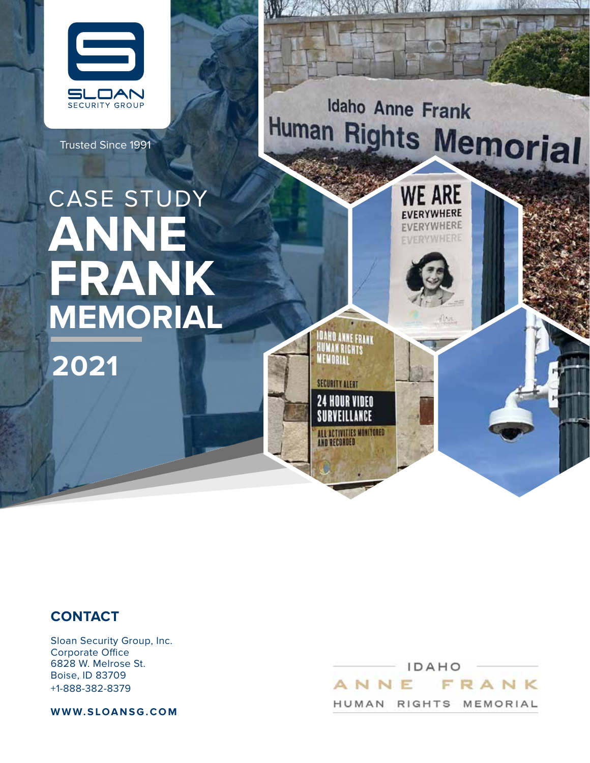SLOAN SECURITY GROUP

Trusted Since 1991

# CASE STUDY ANNE FRANK MEMORIAL

## 2021

### CONTACT

Sloan Security Group, Inc.
Corporate Office
6828 W. Melrose St.
Boise, ID 83709
+1-888-382-8379

**WWW.SLOANSG.COM**

IDAHO ANNE FRANK HUMAN RIGHTS MEMORIAL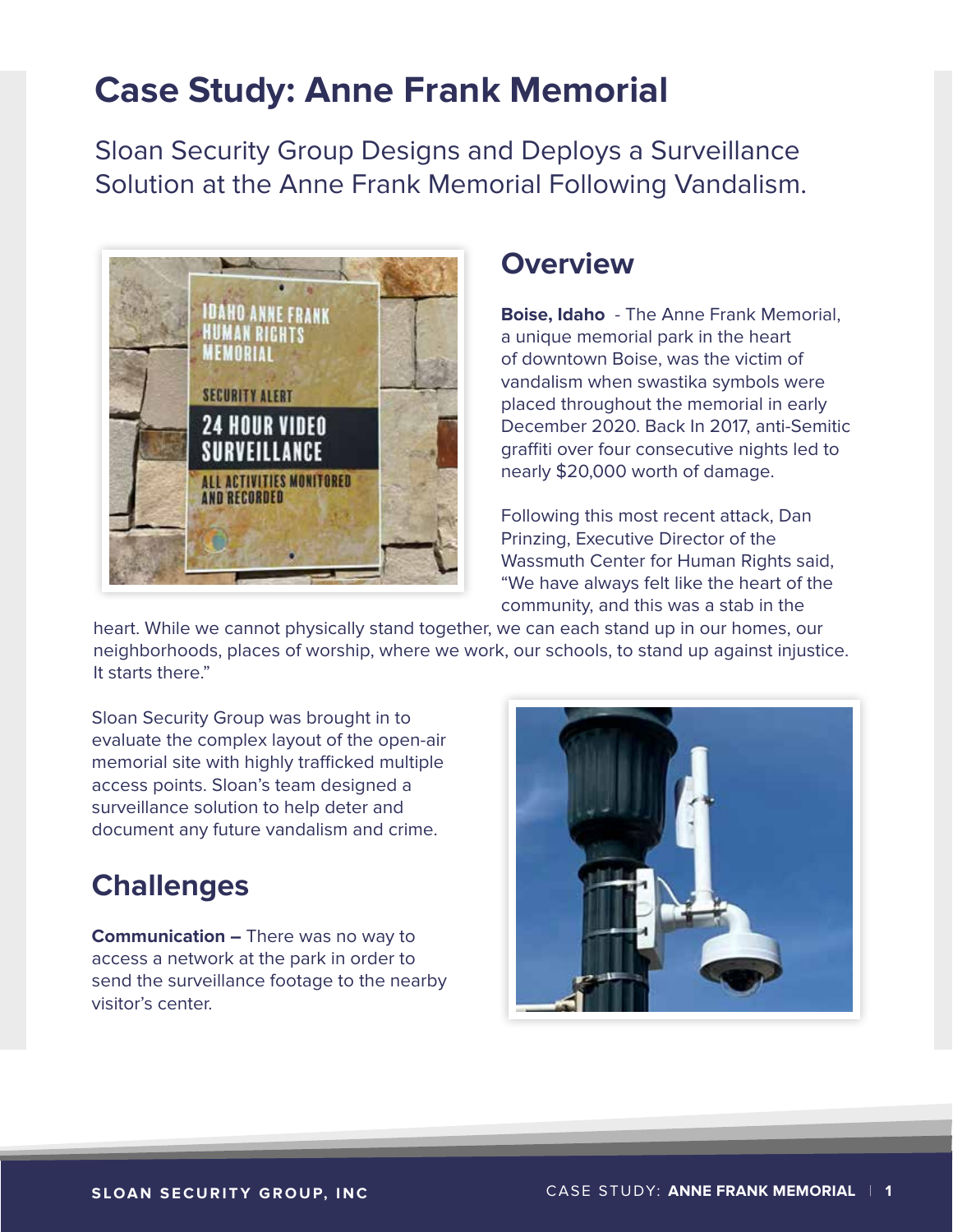# Case Study: Anne Frank Memorial

Sloan Security Group Designs and Deploys a Surveillance Solution at the Anne Frank Memorial Following Vandalism.

## Overview

**Boise, Idaho** - The Anne Frank Memorial, a unique memorial park in the heart of downtown Boise, was the victim of vandalism when swastika symbols were placed throughout the memorial in early December 2020. Back In 2017, anti-Semitic graffiti over four consecutive nights led to nearly $20,000 worth of damage.

Following this most recent attack, Dan Prinzing, Executive Director of the Wassmuth Center for Human Rights said, "We have always felt like the heart of the community, and this was a stab in the heart. While we cannot physically stand together, we can each stand up in our homes, our neighborhoods, places of worship, where we work, our schools, to stand up against injustice. It starts there."

Sloan Security Group was brought in to evaluate the complex layout of the open-air memorial site with highly trafficked multiple access points. Sloan's team designed a surveillance solution to help deter and document any future vandalism and crime.

## Challenges

**Communication –** There was no way to access a network at the park in order to send the surveillance footage to the nearby visitor's center.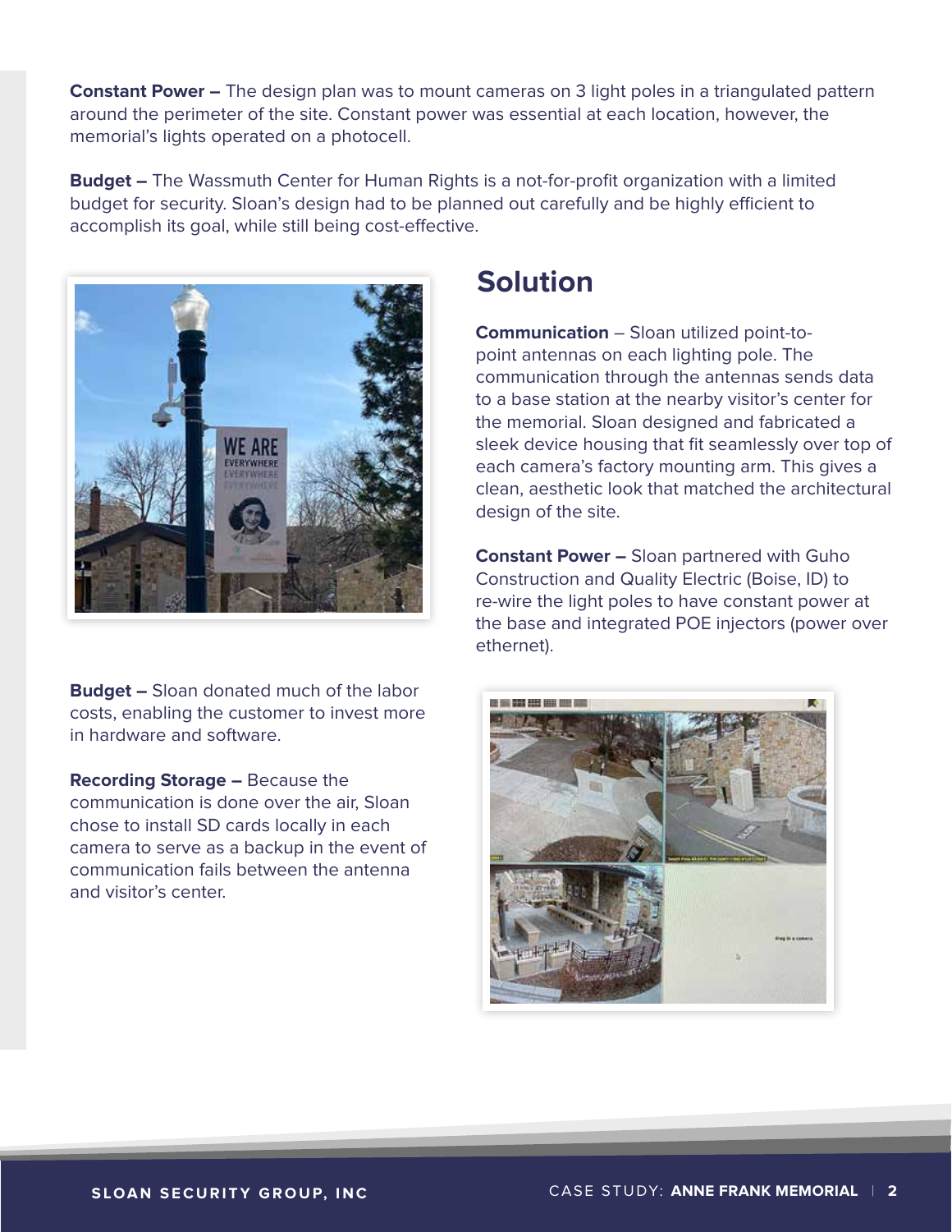**Constant Power –** The design plan was to mount cameras on 3 light poles in a triangulated pattern around the perimeter of the site. Constant power was essential at each location, however, the memorial's lights operated on a photocell.

**Budget –** The Wassmuth Center for Human Rights is a not-for-profit organization with a limited budget for security. Sloan's design had to be planned out carefully and be highly efficient to accomplish its goal, while still being cost-effective.

## Solution

**Communication** – Sloan utilized point-to-point antennas on each lighting pole. The communication through the antennas sends data to a base station at the nearby visitor's center for the memorial. Sloan designed and fabricated a sleek device housing that fit seamlessly over top of each camera's factory mounting arm. This gives a clean, aesthetic look that matched the architectural design of the site.

**Constant Power –** Sloan partnered with Guho Construction and Quality Electric (Boise, ID) to re-wire the light poles to have constant power at the base and integrated POE injectors (power over ethernet).

**Budget –** Sloan donated much of the labor costs, enabling the customer to invest more in hardware and software.

**Recording Storage –** Because the communication is done over the air, Sloan chose to install SD cards locally in each camera to serve as a backup in the event of communication fails between the antenna and visitor's center.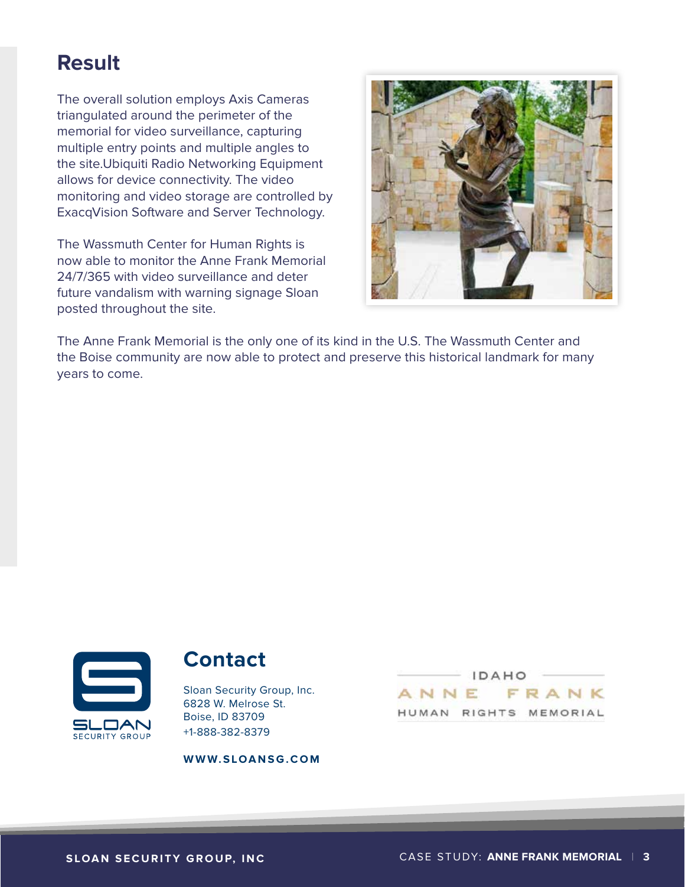## Result

The overall solution employs Axis Cameras triangulated around the perimeter of the memorial for video surveillance, capturing multiple entry points and multiple angles to the site.Ubiquiti Radio Networking Equipment allows for device connectivity. The video monitoring and video storage are controlled by ExacqVision Software and Server Technology.

The Wassmuth Center for Human Rights is now able to monitor the Anne Frank Memorial 24/7/365 with video surveillance and deter future vandalism with warning signage Sloan posted throughout the site.

The Anne Frank Memorial is the only one of its kind in the U.S. The Wassmuth Center and the Boise community are now able to protect and preserve this historical landmark for many years to come.

SLOAN SECURITY GROUP

## Contact

Sloan Security Group, Inc.
6828 W. Melrose St.
Boise, ID 83709
+1-888-382-8379

**WWW.SLOANSG.COM**

IDAHO
ANNE FRANK
HUMAN RIGHTS MEMORIAL